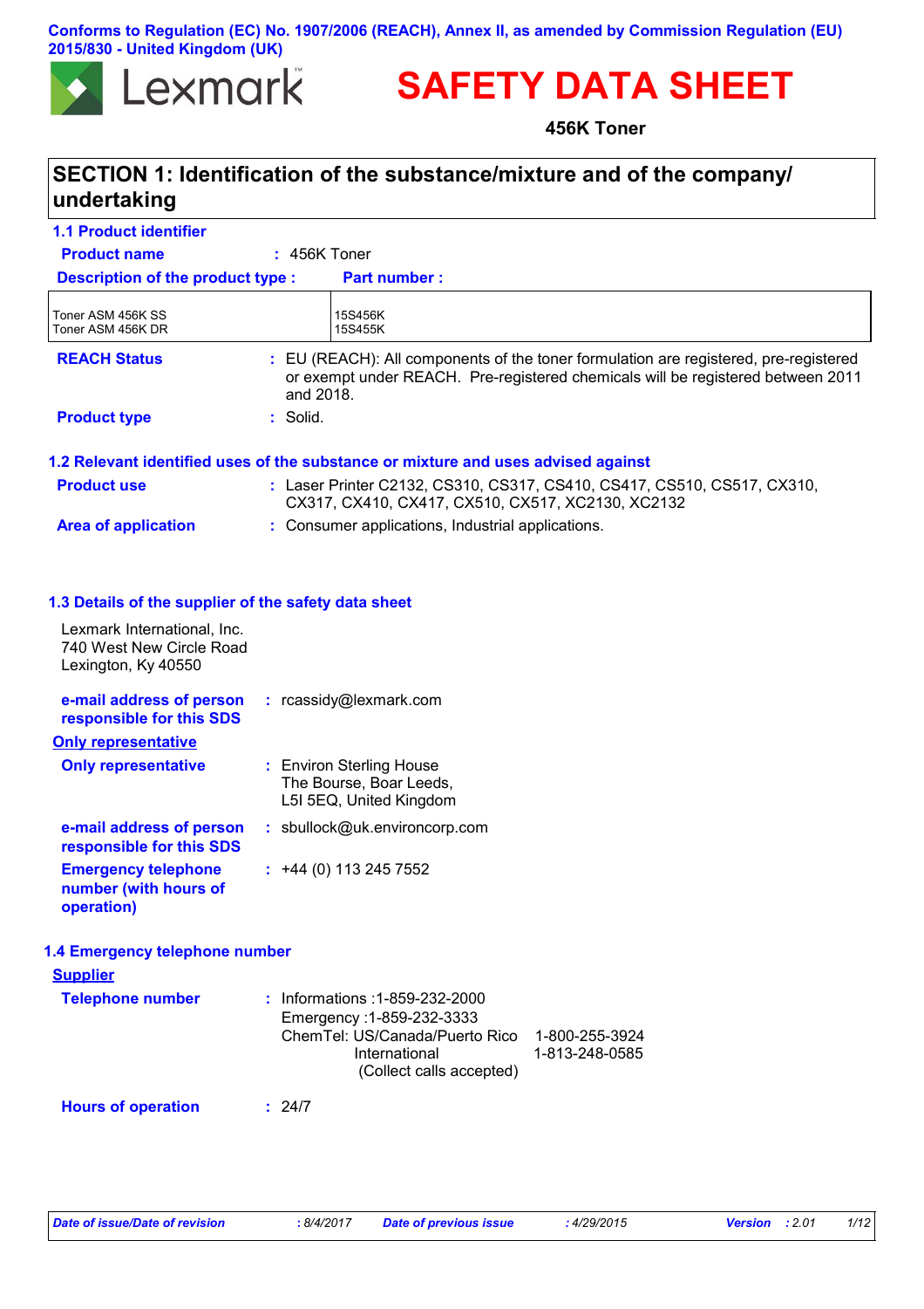Conforms to Regulation (EC) No. 1907/2006 (REACH), Annex II, as amended by Commission Regulation (EU) 2015/830 - United Kingdom (UK)

Lexmark

# SAFETY DATA SHEET

**456K Toner**

## SECTION 1: Identification of the substance/mixture and of the company/ undertaking

### 1.1 Product identifier

**Product name** : 456K Toner

| Description of the product type : | Part number : |
| --- | --- |
| Toner ASM 456K SS<br>Toner ASM 456K DR | 15S456K<br>15S455K |

**REACH Status** : EU (REACH): All components of the toner formulation are registered, pre-registered or exempt under REACH. Pre-registered chemicals will be registered between 2011 and 2018.

**Product type** : Solid.

### 1.2 Relevant identified uses of the substance or mixture and uses advised against

**Product use** : Laser Printer C2132, CS310, CS317, CS410, CS417, CS510, CS517, CX310, CX317, CX410, CX417, CX510, CX517, XC2130, XC2132

**Area of application** : Consumer applications, Industrial applications.

### 1.3 Details of the supplier of the safety data sheet

Lexmark International, Inc.
740 West New Circle Road
Lexington, Ky 40550

**e-mail address of person responsible for this SDS** : rcassidy@lexmark.com

**Only representative**

**Only representative** : Environ Sterling House
The Bourse, Boar Leeds,
L5I 5EQ, United Kingdom

**e-mail address of person responsible for this SDS** : sbullock@uk.environcorp.com

**Emergency telephone number (with hours of operation)** : +44 (0) 113 245 7552

### 1.4 Emergency telephone number

**Supplier**

**Telephone number** : Informations :1-859-232-2000
Emergency :1-859-232-3333
ChemTel: US/Canada/Puerto Rico 1-800-255-3924
International 1-813-248-0585
(Collect calls accepted)

**Hours of operation** : 24/7

| Date of issue/Date of revision | : 8/4/2017 | Date of previous issue | : 4/29/2015 | Version | : 2.01 |
| --- | --- | --- | --- | --- | --- |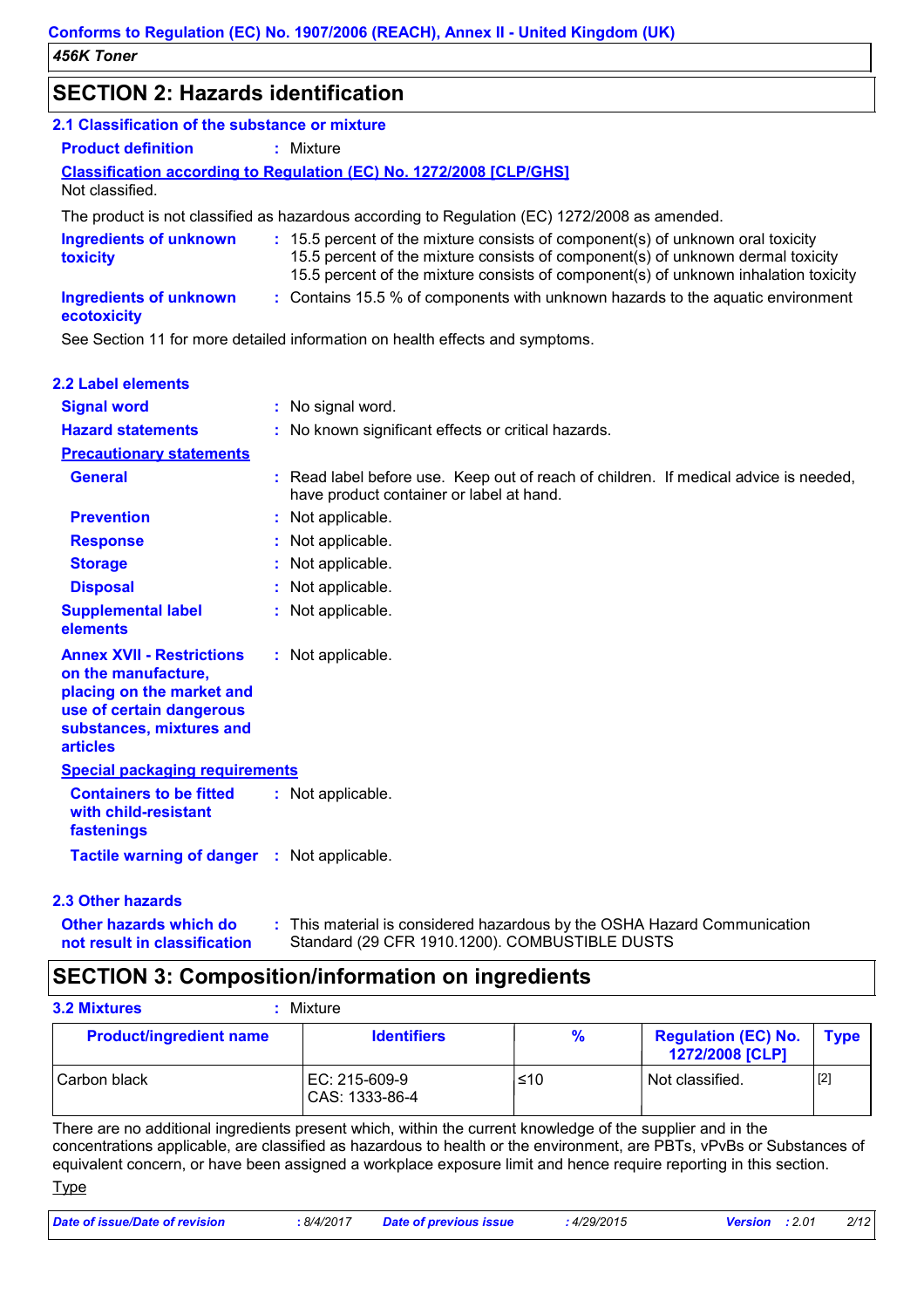## SECTION 2: Hazards identification

### 2.1 Classification of the substance or mixture

**Product definition** : Mixture

**Classification according to Regulation (EC) No. 1272/2008 [CLP/GHS]**

Not classified.

The product is not classified as hazardous according to Regulation (EC) 1272/2008 as amended.

**Ingredients of unknown toxicity** : 15.5 percent of the mixture consists of component(s) of unknown oral toxicity
15.5 percent of the mixture consists of component(s) of unknown dermal toxicity
15.5 percent of the mixture consists of component(s) of unknown inhalation toxicity

**Ingredients of unknown ecotoxicity** : Contains 15.5 % of components with unknown hazards to the aquatic environment

See Section 11 for more detailed information on health effects and symptoms.

### 2.2 Label elements

**Signal word** : No signal word.

**Hazard statements** : No known significant effects or critical hazards.

**Precautionary statements**

**General** : Read label before use. Keep out of reach of children. If medical advice is needed, have product container or label at hand.

**Prevention** : Not applicable.

**Response** : Not applicable.

**Storage** : Not applicable.

**Disposal** : Not applicable.

**Supplemental label elements** : Not applicable.

**Annex XVII - Restrictions on the manufacture, placing on the market and use of certain dangerous substances, mixtures and articles** : Not applicable.

**Special packaging requirements**

**Containers to be fitted with child-resistant fastenings** : Not applicable.

**Tactile warning of danger** : Not applicable.

### 2.3 Other hazards

**Other hazards which do not result in classification** : This material is considered hazardous by the OSHA Hazard Communication Standard (29 CFR 1910.1200). COMBUSTIBLE DUSTS

## SECTION 3: Composition/information on ingredients

**3.2 Mixtures** : Mixture

| Product/ingredient name | Identifiers | % | Regulation (EC) No. 1272/2008 [CLP] | Type |
|---|---|---|---|---|
| Carbon black | EC: 215-609-9<br>CAS: 1333-86-4 | ≤10 | Not classified. | [2] |

There are no additional ingredients present which, within the current knowledge of the supplier and in the concentrations applicable, are classified as hazardous to health or the environment, are PBTs, vPvBs or Substances of equivalent concern, or have been assigned a workplace exposure limit and hence require reporting in this section.

Type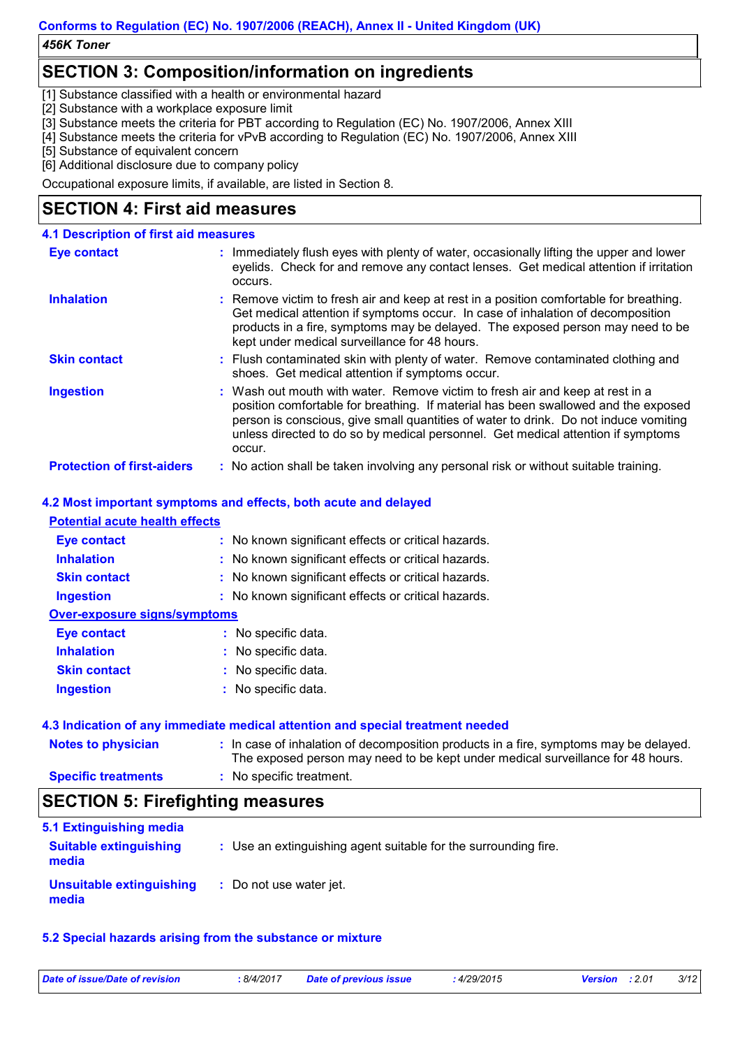## SECTION 3: Composition/information on ingredients

[1] Substance classified with a health or environmental hazard
[2] Substance with a workplace exposure limit
[3] Substance meets the criteria for PBT according to Regulation (EC) No. 1907/2006, Annex XIII
[4] Substance meets the criteria for vPvB according to Regulation (EC) No. 1907/2006, Annex XIII
[5] Substance of equivalent concern
[6] Additional disclosure due to company policy

Occupational exposure limits, if available, are listed in Section 8.

## SECTION 4: First aid measures

### 4.1 Description of first aid measures

**Eye contact** : Immediately flush eyes with plenty of water, occasionally lifting the upper and lower eyelids. Check for and remove any contact lenses. Get medical attention if irritation occurs.

**Inhalation** : Remove victim to fresh air and keep at rest in a position comfortable for breathing. Get medical attention if symptoms occur. In case of inhalation of decomposition products in a fire, symptoms may be delayed. The exposed person may need to be kept under medical surveillance for 48 hours.

**Skin contact** : Flush contaminated skin with plenty of water. Remove contaminated clothing and shoes. Get medical attention if symptoms occur.

**Ingestion** : Wash out mouth with water. Remove victim to fresh air and keep at rest in a position comfortable for breathing. If material has been swallowed and the exposed person is conscious, give small quantities of water to drink. Do not induce vomiting unless directed to do so by medical personnel. Get medical attention if symptoms occur.

**Protection of first-aiders** : No action shall be taken involving any personal risk or without suitable training.

### 4.2 Most important symptoms and effects, both acute and delayed

**Potential acute health effects**

**Eye contact** : No known significant effects or critical hazards.

**Inhalation** : No known significant effects or critical hazards.

**Skin contact** : No known significant effects or critical hazards.

**Ingestion** : No known significant effects or critical hazards.

**Over-exposure signs/symptoms**

**Eye contact** : No specific data.

**Inhalation** : No specific data.

**Skin contact** : No specific data.

**Ingestion** : No specific data.

### 4.3 Indication of any immediate medical attention and special treatment needed

**Notes to physician** : In case of inhalation of decomposition products in a fire, symptoms may be delayed. The exposed person may need to be kept under medical surveillance for 48 hours.

**Specific treatments** : No specific treatment.

## SECTION 5: Firefighting measures

### 5.1 Extinguishing media

**Suitable extinguishing media** : Use an extinguishing agent suitable for the surrounding fire.

**Unsuitable extinguishing media** : Do not use water jet.

### 5.2 Special hazards arising from the substance or mixture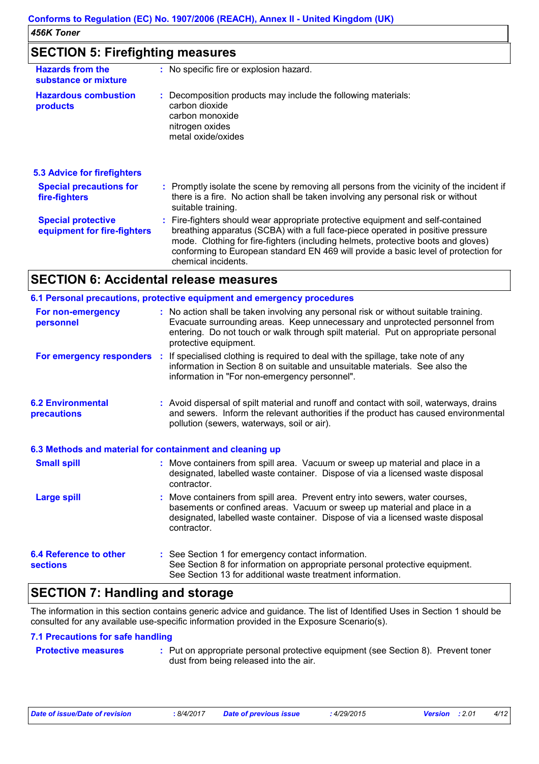## SECTION 5: Firefighting measures

| | |
|---|---|
| **Hazards from the substance or mixture** | : No specific fire or explosion hazard. |
| **Hazardous combustion products** | : Decomposition products may include the following materials:<br>carbon dioxide<br>carbon monoxide<br>nitrogen oxides<br>metal oxide/oxides |

### 5.3 Advice for firefighters

| | |
|---|---|
| **Special precautions for fire-fighters** | : Promptly isolate the scene by removing all persons from the vicinity of the incident if there is a fire. No action shall be taken involving any personal risk or without suitable training. |
| **Special protective equipment for fire-fighters** | : Fire-fighters should wear appropriate protective equipment and self-contained breathing apparatus (SCBA) with a full face-piece operated in positive pressure mode. Clothing for fire-fighters (including helmets, protective boots and gloves) conforming to European standard EN 469 will provide a basic level of protection for chemical incidents. |

## SECTION 6: Accidental release measures

### 6.1 Personal precautions, protective equipment and emergency procedures

| | |
|---|---|
| **For non-emergency personnel** | : No action shall be taken involving any personal risk or without suitable training. Evacuate surrounding areas. Keep unnecessary and unprotected personnel from entering. Do not touch or walk through spilt material. Put on appropriate personal protective equipment. |
| **For emergency responders** | : If specialised clothing is required to deal with the spillage, take note of any information in Section 8 on suitable and unsuitable materials. See also the information in "For non-emergency personnel". |

| | |
|---|---|
| **6.2 Environmental precautions** | : Avoid dispersal of spilt material and runoff and contact with soil, waterways, drains and sewers. Inform the relevant authorities if the product has caused environmental pollution (sewers, waterways, soil or air). |

### 6.3 Methods and material for containment and cleaning up

| | |
|---|---|
| **Small spill** | : Move containers from spill area. Vacuum or sweep up material and place in a designated, labelled waste container. Dispose of via a licensed waste disposal contractor. |
| **Large spill** | : Move containers from spill area. Prevent entry into sewers, water courses, basements or confined areas. Vacuum or sweep up material and place in a designated, labelled waste container. Dispose of via a licensed waste disposal contractor. |

| | |
|---|---|
| **6.4 Reference to other sections** | : See Section 1 for emergency contact information.<br>See Section 8 for information on appropriate personal protective equipment.<br>See Section 13 for additional waste treatment information. |

## SECTION 7: Handling and storage

The information in this section contains generic advice and guidance. The list of Identified Uses in Section 1 should be consulted for any available use-specific information provided in the Exposure Scenario(s).

### 7.1 Precautions for safe handling

| | |
|---|---|
| **Protective measures** | : Put on appropriate personal protective equipment (see Section 8). Prevent toner dust from being released into the air. |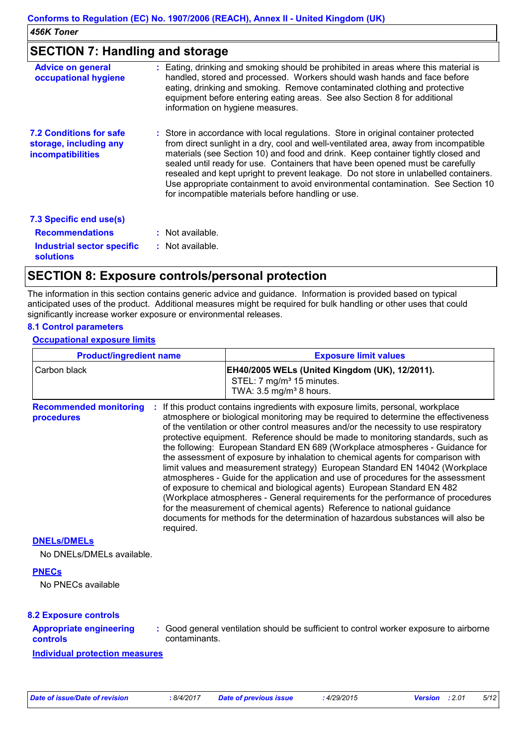## SECTION 7: Handling and storage

**Advice on general occupational hygiene** : Eating, drinking and smoking should be prohibited in areas where this material is handled, stored and processed. Workers should wash hands and face before eating, drinking and smoking. Remove contaminated clothing and protective equipment before entering eating areas. See also Section 8 for additional information on hygiene measures.

**7.2 Conditions for safe storage, including any incompatibilities** : Store in accordance with local regulations. Store in original container protected from direct sunlight in a dry, cool and well-ventilated area, away from incompatible materials (see Section 10) and food and drink. Keep container tightly closed and sealed until ready for use. Containers that have been opened must be carefully resealed and kept upright to prevent leakage. Do not store in unlabelled containers. Use appropriate containment to avoid environmental contamination. See Section 10 for incompatible materials before handling or use.

**7.3 Specific end use(s)**

**Recommendations** : Not available.

**Industrial sector specific solutions** : Not available.

## SECTION 8: Exposure controls/personal protection

The information in this section contains generic advice and guidance. Information is provided based on typical anticipated uses of the product. Additional measures might be required for bulk handling or other uses that could significantly increase worker exposure or environmental releases.

**8.1 Control parameters**

**Occupational exposure limits**

| Product/ingredient name | Exposure limit values |
|---|---|
| Carbon black | **EH40/2005 WELs (United Kingdom (UK), 12/2011).**<br>STEL: 7 mg/m³ 15 minutes.<br>TWA: 3.5 mg/m³ 8 hours. |

**Recommended monitoring procedures** : If this product contains ingredients with exposure limits, personal, workplace atmosphere or biological monitoring may be required to determine the effectiveness of the ventilation or other control measures and/or the necessity to use respiratory protective equipment. Reference should be made to monitoring standards, such as the following: European Standard EN 689 (Workplace atmospheres - Guidance for the assessment of exposure by inhalation to chemical agents for comparison with limit values and measurement strategy) European Standard EN 14042 (Workplace atmospheres - Guide for the application and use of procedures for the assessment of exposure to chemical and biological agents) European Standard EN 482 (Workplace atmospheres - General requirements for the performance of procedures for the measurement of chemical agents) Reference to national guidance documents for methods for the determination of hazardous substances will also be required.

**DNELs/DMELs**

No DNELs/DMELs available.

**PNECs**

No PNECs available

**8.2 Exposure controls**

**Appropriate engineering controls** : Good general ventilation should be sufficient to control worker exposure to airborne contaminants.

**Individual protection measures**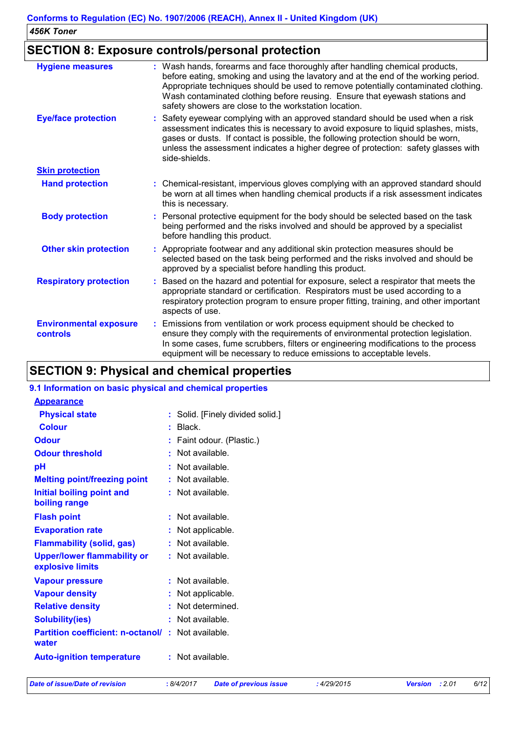## SECTION 8: Exposure controls/personal protection

| | |
|---|---|
| **Hygiene measures** | Wash hands, forearms and face thoroughly after handling chemical products, before eating, smoking and using the lavatory and at the end of the working period. Appropriate techniques should be used to remove potentially contaminated clothing. Wash contaminated clothing before reusing. Ensure that eyewash stations and safety showers are close to the workstation location. |
| **Eye/face protection** | Safety eyewear complying with an approved standard should be used when a risk assessment indicates this is necessary to avoid exposure to liquid splashes, mists, gases or dusts. If contact is possible, the following protection should be worn, unless the assessment indicates a higher degree of protection: safety glasses with side-shields. |
| **Skin protection** | |
| **Hand protection** | Chemical-resistant, impervious gloves complying with an approved standard should be worn at all times when handling chemical products if a risk assessment indicates this is necessary. |
| **Body protection** | Personal protective equipment for the body should be selected based on the task being performed and the risks involved and should be approved by a specialist before handling this product. |
| **Other skin protection** | Appropriate footwear and any additional skin protection measures should be selected based on the task being performed and the risks involved and should be approved by a specialist before handling this product. |
| **Respiratory protection** | Based on the hazard and potential for exposure, select a respirator that meets the appropriate standard or certification. Respirators must be used according to a respiratory protection program to ensure proper fitting, training, and other important aspects of use. |
| **Environmental exposure controls** | Emissions from ventilation or work process equipment should be checked to ensure they comply with the requirements of environmental protection legislation. In some cases, fume scrubbers, filters or engineering modifications to the process equipment will be necessary to reduce emissions to acceptable levels. |

## SECTION 9: Physical and chemical properties

### 9.1 Information on basic physical and chemical properties

| | |
|---|---|
| **Appearance** | |
| **Physical state** | Solid. [Finely divided solid.] |
| **Colour** | Black. |
| **Odour** | Faint odour. (Plastic.) |
| **Odour threshold** | Not available. |
| **pH** | Not available. |
| **Melting point/freezing point** | Not available. |
| **Initial boiling point and boiling range** | Not available. |
| **Flash point** | Not available. |
| **Evaporation rate** | Not applicable. |
| **Flammability (solid, gas)** | Not available. |
| **Upper/lower flammability or explosive limits** | Not available. |
| **Vapour pressure** | Not available. |
| **Vapour density** | Not applicable. |
| **Relative density** | Not determined. |
| **Solubility(ies)** | Not available. |
| **Partition coefficient: n-octanol/water** | Not available. |
| **Auto-ignition temperature** | Not available. |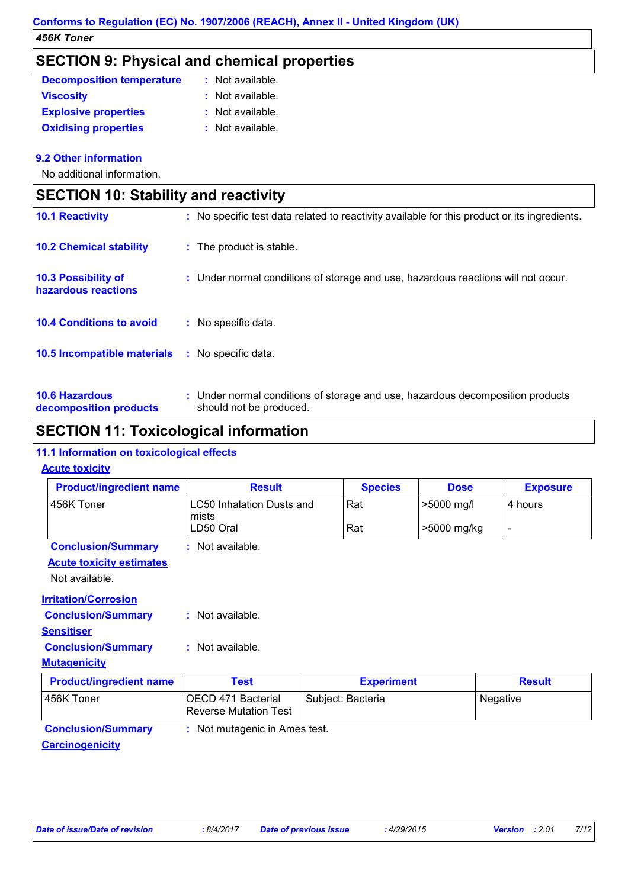## SECTION 9: Physical and chemical properties

**Decomposition temperature** : Not available.
**Viscosity** : Not available.
**Explosive properties** : Not available.
**Oxidising properties** : Not available.

### 9.2 Other information

No additional information.

## SECTION 10: Stability and reactivity

**10.1 Reactivity** : No specific test data related to reactivity available for this product or its ingredients.

**10.2 Chemical stability** : The product is stable.

**10.3 Possibility of hazardous reactions** : Under normal conditions of storage and use, hazardous reactions will not occur.

**10.4 Conditions to avoid** : No specific data.

**10.5 Incompatible materials** : No specific data.

**10.6 Hazardous decomposition products** : Under normal conditions of storage and use, hazardous decomposition products should not be produced.

## SECTION 11: Toxicological information

### 11.1 Information on toxicological effects

**Acute toxicity**

| Product/ingredient name | Result | Species | Dose | Exposure |
|---|---|---|---|---|
| 456K Toner | LC50 Inhalation Dusts and mists | Rat | >5000 mg/l | 4 hours |
| | LD50 Oral | Rat | >5000 mg/kg | - |

**Conclusion/Summary** : Not available.

**Acute toxicity estimates**

Not available.

**Irritation/Corrosion**

**Conclusion/Summary** : Not available.

**Sensitiser**

**Conclusion/Summary** : Not available.

**Mutagenicity**

| Product/ingredient name | Test | Experiment | Result |
|---|---|---|---|
| 456K Toner | OECD 471 Bacterial Reverse Mutation Test | Subject: Bacteria | Negative |

**Conclusion/Summary** : Not mutagenic in Ames test.

**Carcinogenicity**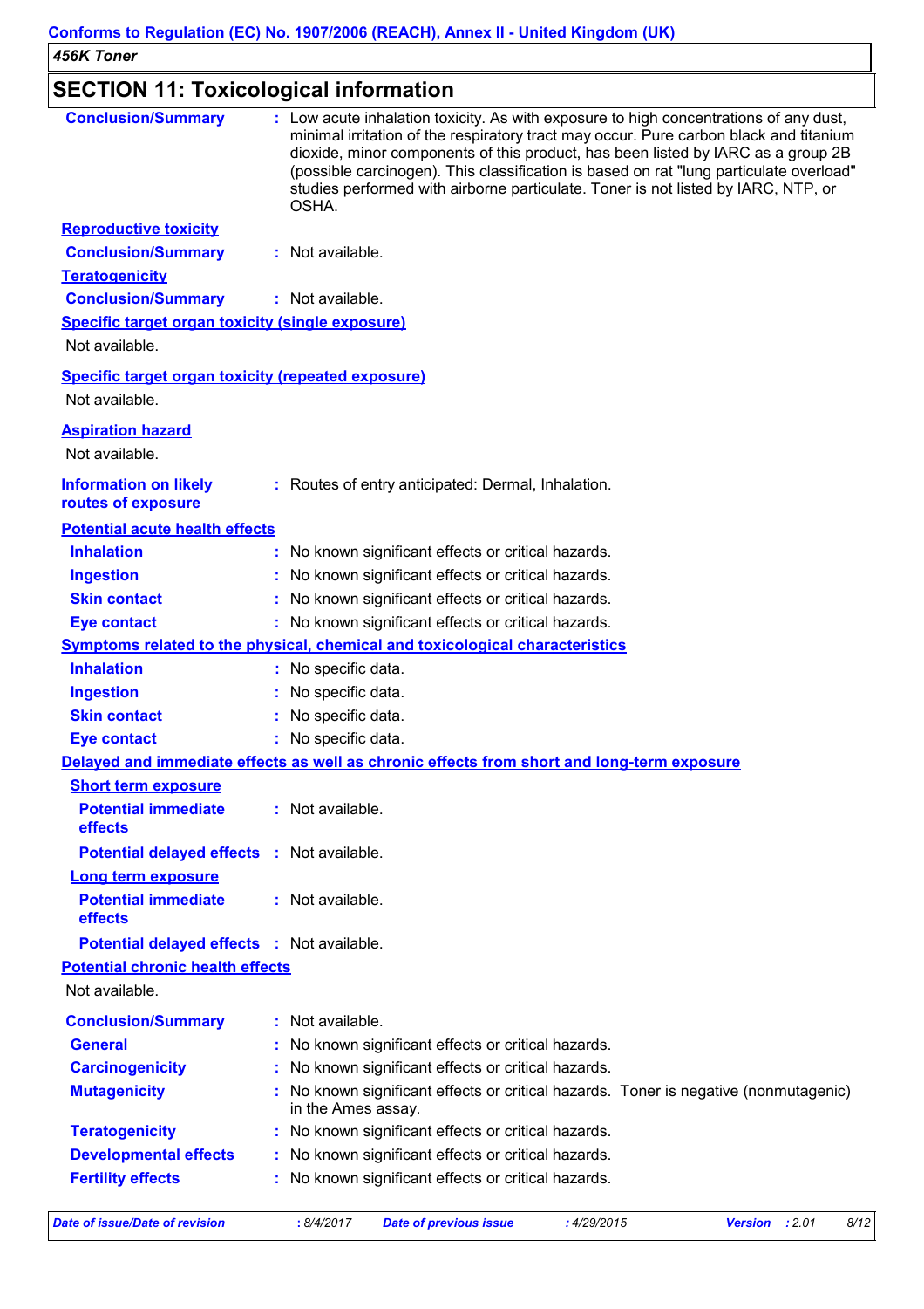## SECTION 11: Toxicological information

**Conclusion/Summary** : Low acute inhalation toxicity. As with exposure to high concentrations of any dust, minimal irritation of the respiratory tract may occur. Pure carbon black and titanium dioxide, minor components of this product, has been listed by IARC as a group 2B (possible carcinogen). This classification is based on rat "lung particulate overload" studies performed with airborne particulate. Toner is not listed by IARC, NTP, or OSHA.

**Reproductive toxicity**

**Conclusion/Summary** : Not available.

**Teratogenicity**

**Conclusion/Summary** : Not available.

**Specific target organ toxicity (single exposure)**

Not available.

**Specific target organ toxicity (repeated exposure)**

Not available.

**Aspiration hazard**

Not available.

**Information on likely routes of exposure** : Routes of entry anticipated: Dermal, Inhalation.

**Potential acute health effects**

**Inhalation** : No known significant effects or critical hazards.

**Ingestion** : No known significant effects or critical hazards.

**Skin contact** : No known significant effects or critical hazards.

**Eye contact** : No known significant effects or critical hazards.

**Symptoms related to the physical, chemical and toxicological characteristics**

**Inhalation** : No specific data.

**Ingestion** : No specific data.

**Skin contact** : No specific data.

**Eye contact** : No specific data.

**Delayed and immediate effects as well as chronic effects from short and long-term exposure**

**Short term exposure**

**Potential immediate effects** : Not available.

**Potential delayed effects** : Not available.

**Long term exposure**

**Potential immediate effects** : Not available.

**Potential delayed effects** : Not available.

**Potential chronic health effects**

Not available.

**Conclusion/Summary** : Not available.

**General** : No known significant effects or critical hazards.

**Carcinogenicity** : No known significant effects or critical hazards.

**Mutagenicity** : No known significant effects or critical hazards. Toner is negative (nonmutagenic) in the Ames assay.

**Teratogenicity** : No known significant effects or critical hazards.

**Developmental effects** : No known significant effects or critical hazards.

**Fertility effects** : No known significant effects or critical hazards.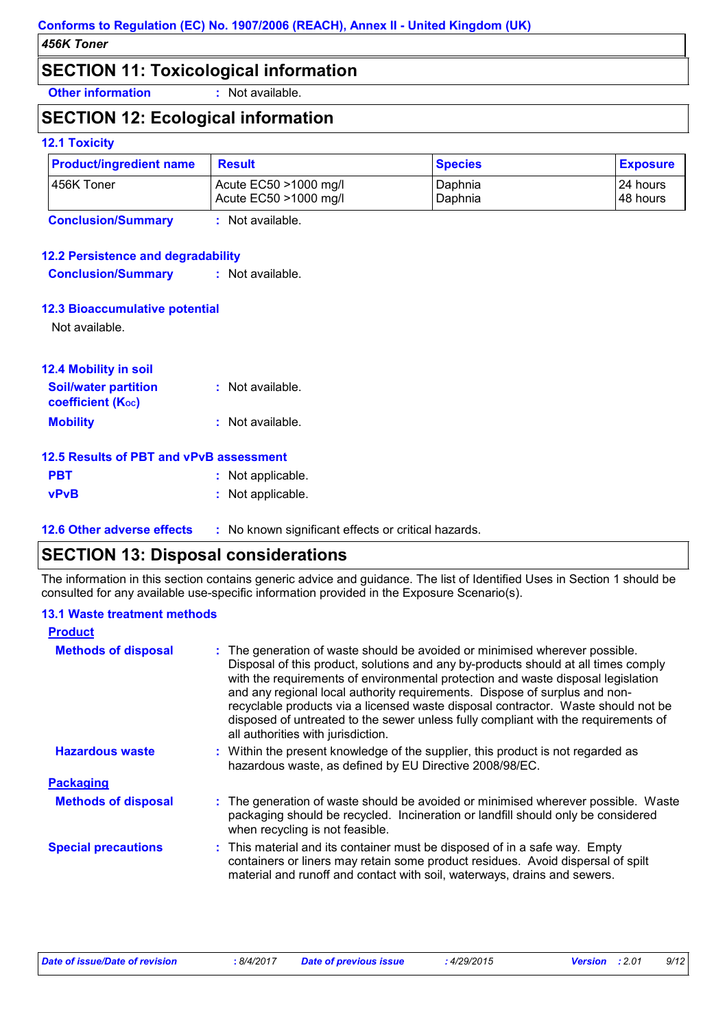## SECTION 11: Toxicological information

**Other information** : Not available.

## SECTION 12: Ecological information

### 12.1 Toxicity

| Product/ingredient name | Result | Species | Exposure |
|---|---|---|---|
| 456K Toner | Acute EC50 >1000 mg/l<br>Acute EC50 >1000 mg/l | Daphnia<br>Daphnia | 24 hours<br>48 hours |

**Conclusion/Summary** : Not available.

### 12.2 Persistence and degradability

**Conclusion/Summary** : Not available.

### 12.3 Bioaccumulative potential

Not available.

### 12.4 Mobility in soil

**Soil/water partition coefficient ($K_{OC}$)** : Not available.

**Mobility** : Not available.

### 12.5 Results of PBT and vPvB assessment

**PBT** : Not applicable.

**vPvB** : Not applicable.

### 12.6 Other adverse effects

: No known significant effects or critical hazards.

## SECTION 13: Disposal considerations

The information in this section contains generic advice and guidance. The list of Identified Uses in Section 1 should be consulted for any available use-specific information provided in the Exposure Scenario(s).

### 13.1 Waste treatment methods

**Product**

**Methods of disposal** : The generation of waste should be avoided or minimised wherever possible. Disposal of this product, solutions and any by-products should at all times comply with the requirements of environmental protection and waste disposal legislation and any regional local authority requirements. Dispose of surplus and non-recyclable products via a licensed waste disposal contractor. Waste should not be disposed of untreated to the sewer unless fully compliant with the requirements of all authorities with jurisdiction.

**Hazardous waste** : Within the present knowledge of the supplier, this product is not regarded as hazardous waste, as defined by EU Directive 2008/98/EC.

**Packaging**

**Methods of disposal** : The generation of waste should be avoided or minimised wherever possible. Waste packaging should be recycled. Incineration or landfill should only be considered when recycling is not feasible.

**Special precautions** : This material and its container must be disposed of in a safe way. Empty containers or liners may retain some product residues. Avoid dispersal of spilt material and runoff and contact with soil, waterways, drains and sewers.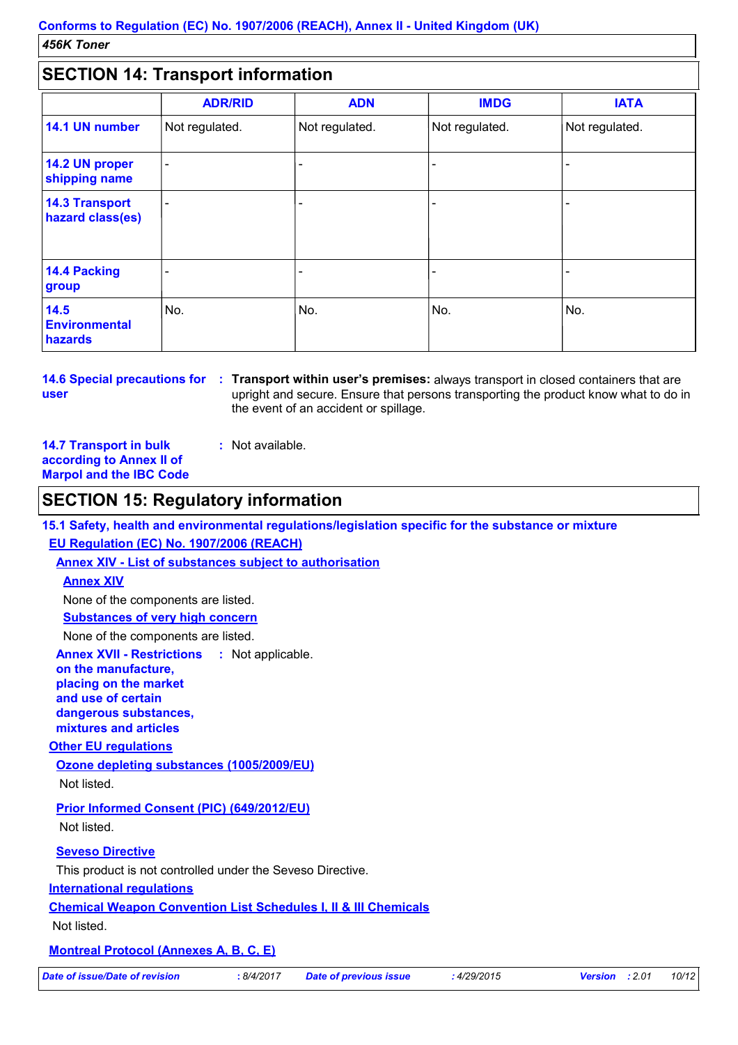## SECTION 14: Transport information

| | ADR/RID | ADN | IMDG | IATA |
|---|---|---|---|---|
| **14.1 UN number** | Not regulated. | Not regulated. | Not regulated. | Not regulated. |
| **14.2 UN proper shipping name** | - | - | - | - |
| **14.3 Transport hazard class(es)** | - | - | - | - |
| **14.4 Packing group** | - | - | - | - |
| **14.5 Environmental hazards** | No. | No. | No. | No. |

**14.6 Special precautions for user** : **Transport within user's premises:** always transport in closed containers that are upright and secure. Ensure that persons transporting the product know what to do in the event of an accident or spillage.

**14.7 Transport in bulk according to Annex II of Marpol and the IBC Code** : Not available.

## SECTION 15: Regulatory information

**15.1 Safety, health and environmental regulations/legislation specific for the substance or mixture**

**EU Regulation (EC) No. 1907/2006 (REACH)**

**Annex XIV - List of substances subject to authorisation**

**Annex XIV**

None of the components are listed.

**Substances of very high concern**

None of the components are listed.

**Annex XVII - Restrictions on the manufacture, placing on the market and use of certain dangerous substances, mixtures and articles** : Not applicable.

**Other EU regulations**

**Ozone depleting substances (1005/2009/EU)**

Not listed.

**Prior Informed Consent (PIC) (649/2012/EU)**

Not listed.

**Seveso Directive**

This product is not controlled under the Seveso Directive.

**International regulations**

**Chemical Weapon Convention List Schedules I, II & III Chemicals**

Not listed.

**Montreal Protocol (Annexes A, B, C, E)**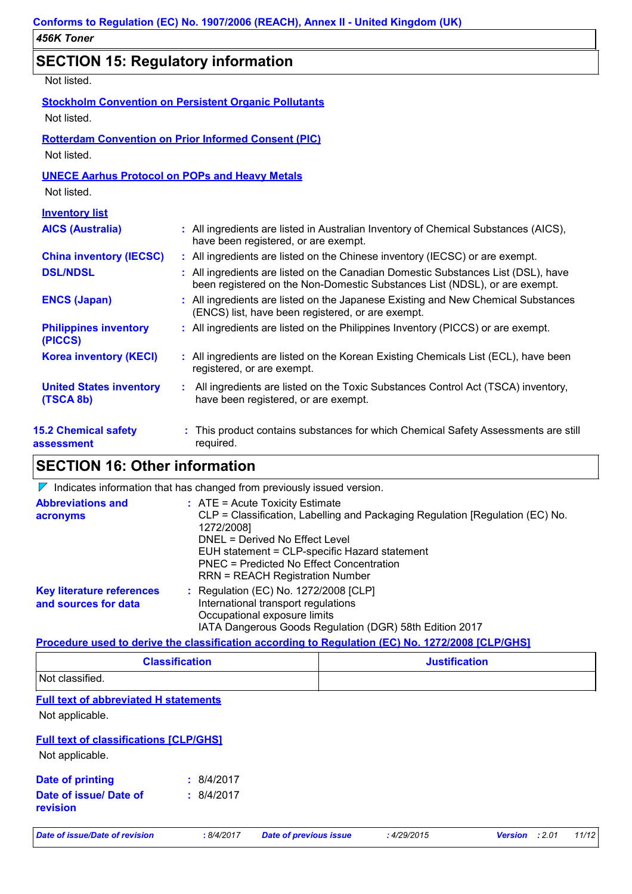## SECTION 15: Regulatory information

Not listed.

**Stockholm Convention on Persistent Organic Pollutants**

Not listed.

**Rotterdam Convention on Prior Informed Consent (PIC)**

Not listed.

**UNECE Aarhus Protocol on POPs and Heavy Metals**

Not listed.

**Inventory list**

**AICS (Australia)** : All ingredients are listed in Australian Inventory of Chemical Substances (AICS), have been registered, or are exempt.

**China inventory (IECSC)** : All ingredients are listed on the Chinese inventory (IECSC) or are exempt.

**DSL/NDSL** : All ingredients are listed on the Canadian Domestic Substances List (DSL), have been registered on the Non-Domestic Substances List (NDSL), or are exempt.

**ENCS (Japan)** : All ingredients are listed on the Japanese Existing and New Chemical Substances (ENCS) list, have been registered, or are exempt.

**Philippines inventory (PICCS)** : All ingredients are listed on the Philippines Inventory (PICCS) or are exempt.

**Korea inventory (KECI)** : All ingredients are listed on the Korean Existing Chemicals List (ECL), have been registered, or are exempt.

**United States inventory (TSCA 8b)** : All ingredients are listed on the Toxic Substances Control Act (TSCA) inventory, have been registered, or are exempt.

**15.2 Chemical safety assessment** : This product contains substances for which Chemical Safety Assessments are still required.

## SECTION 16: Other information

Indicates information that has changed from previously issued version.

**Abbreviations and acronyms** : ATE = Acute Toxicity Estimate
CLP = Classification, Labelling and Packaging Regulation [Regulation (EC) No. 1272/2008]
DNEL = Derived No Effect Level
EUH statement = CLP-specific Hazard statement
PNEC = Predicted No Effect Concentration
RRN = REACH Registration Number

**Key literature references and sources for data** : Regulation (EC) No. 1272/2008 [CLP]
International transport regulations
Occupational exposure limits
IATA Dangerous Goods Regulation (DGR) 58th Edition 2017

**Procedure used to derive the classification according to Regulation (EC) No. 1272/2008 [CLP/GHS]**

| Classification | Justification |
|---|---|
| Not classified. | |

**Full text of abbreviated H statements**

Not applicable.

**Full text of classifications [CLP/GHS]**

Not applicable.

**Date of printing** : 8/4/2017

**Date of issue/ Date of revision** : 8/4/2017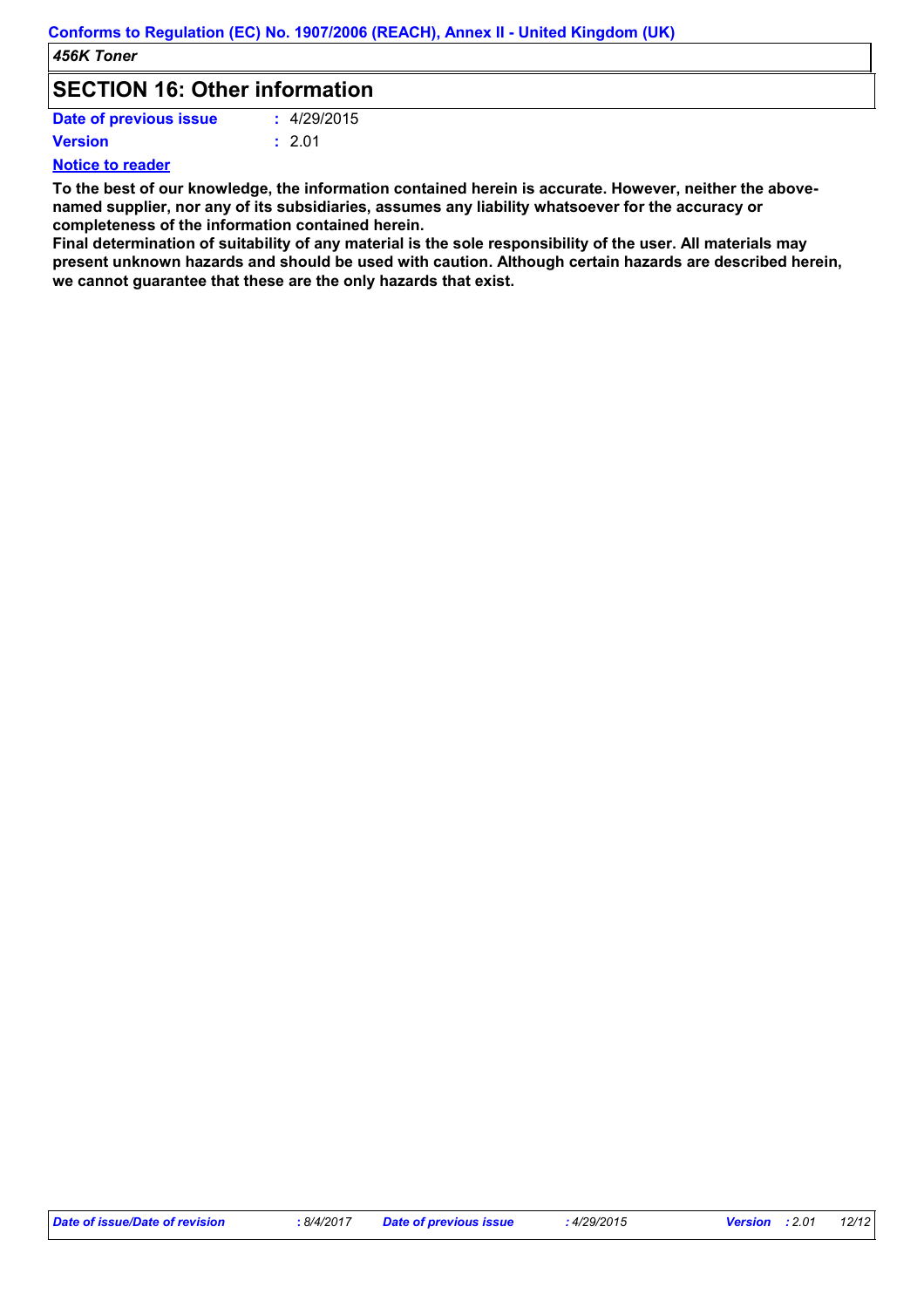## SECTION 16: Other information

**Date of previous issue** : 4/29/2015

**Version** : 2.01

**Notice to reader**

**To the best of our knowledge, the information contained herein is accurate. However, neither the above-named supplier, nor any of its subsidiaries, assumes any liability whatsoever for the accuracy or completeness of the information contained herein.**

**Final determination of suitability of any material is the sole responsibility of the user. All materials may present unknown hazards and should be used with caution. Although certain hazards are described herein, we cannot guarantee that these are the only hazards that exist.**